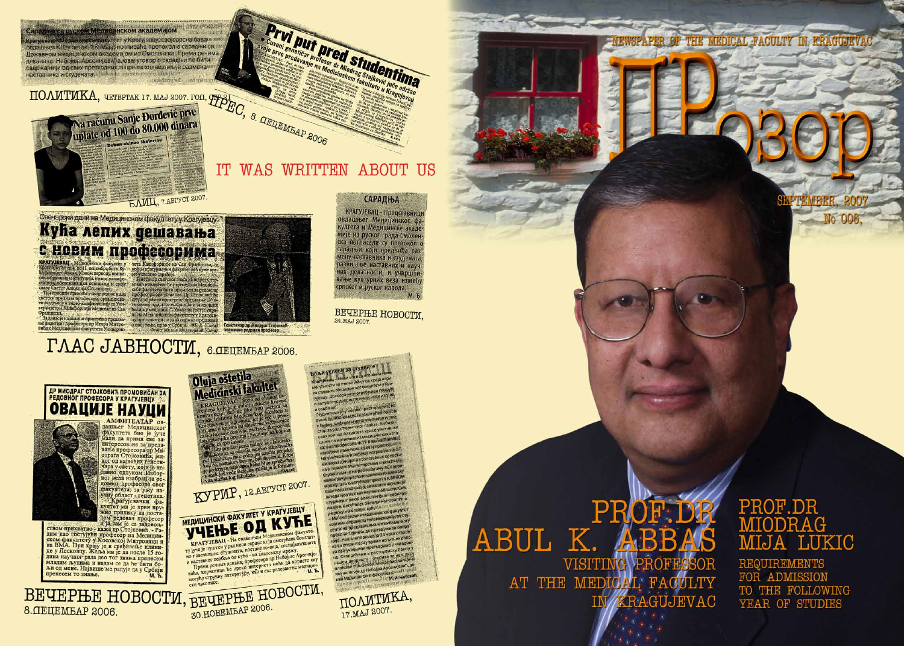# ПРозор

NEWSPAPER OF THE MEDICAL FACULTY IN KRAGUJEVAC

SEPTEMBER, 2007

No 006.

## PROF.DR ABUL K. ABBAS

VISITING PROFESSOR AT THE MEDICAL FACULTY IN KRAGUJEVAC

## PROF.DR MIODRAG MIJA LUKIC

REQUIREMENTS FOR ADMISSION TO THE FOLLOWING YEAR OF STUDIES

---

## IT WAS WRITTEN ABOUT US

**Сарадња са руском Медицинском академијом**

ПОЛИТИКА, четвртак 17. мај 2007.

**Prvi put pred studentima**

Čuveni genetičar profesor dr Miodrag Stojković juče održao svoje prvo predavanje na Medicinskom fakultetu u Kragujevcu

ПРЕС, 8. децембар 2006

**Na računu Sanje Đorđević prve uplate od 100 do 80.000 dinara**

БЛИЦ, 7 август 2007.

**Свечарски дани на Медицинском факултету у Крагујевцу**

**Кућа лепих дешавања с новим професорима**

Генетичар др Миодраг Стојковић званично редовни професор

ГЛАС ЈАВНОСТИ, 6. децембар 2006.

**САРАДЊА**

КРАГУЈЕВАЦ - Представници овдашњег Медицинског факултета и Медицинске академије из руског града Смоленска потписали су протокол о сарадњи који предвиђа размену наставника и студената, развијање наставних и научних делатности, и учвршћивање културних веза између српског и руског народа.

М. Ђ.

ВЕЧЕРЊЕ НОВОСТИ, 24. мај 2007.

**ДР МИОДРАГ СТОЈКОВИЋ ПРОМОВИСАН ЗА РЕДОВНОГ ПРОФЕСОРА У КРАГУЈЕВЦУ**

**ОВАЦИЈЕ НАУЦИ**

ВЕЧЕРЊЕ НОВОСТИ, 8. децембар 2006.

**Oluja oštetila Medicinski fakultet**

КУРИР, 12. август 2007.

**МЕДИЦИНСКИ ФАКУЛТЕТ У КРАГУЈЕВЦУ**

**УЧЕЊЕ ОД КУЋЕ**

ВЕЧЕРЊЕ НОВОСТИ, 30. новембар 2006.

**Бољи услови за студенте**

ПОЛИТИКА, 17. мај 2007.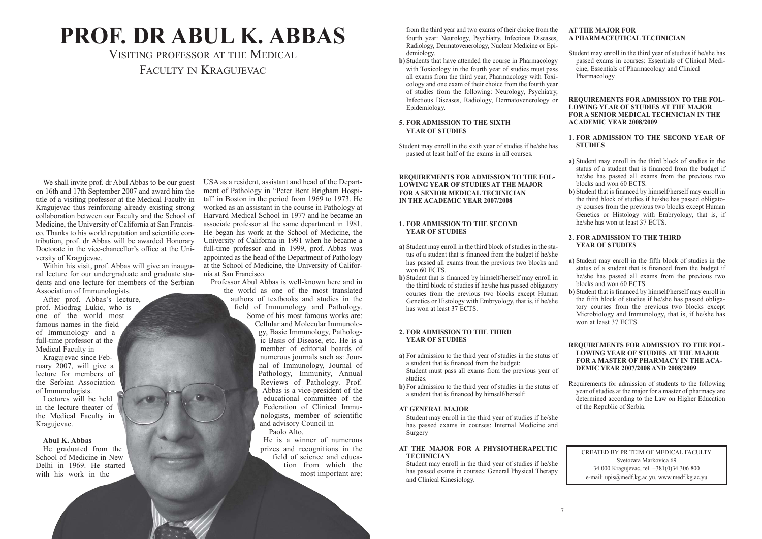# PROF. DR ABUL K. ABBAS

## VISITING PROFESSOR AT THE MEDICAL FACULTY IN KRAGUJEVAC

We shall invite prof. dr Abul Abbas to be our guest on 16th and 17th September 2007 and award him the title of a visiting professor at the Medical Faculty in Kragujevac thus reinforcing already existing strong collaboration between our Faculty and the School of Medicine, the University of California at San Francisco. Thanks to his world reputation and scientific contribution, prof. dr Abbas will be awarded Honorary Doctorate in the vice-chancellor's office at the University of Kragujevac.

Within his visit, prof. Abbas will give an inaugural lecture for our undergraduate and graduate students and one lecture for members of the Serbian Association of Immunologists.

After prof. Abbas's lecture, prof. Miodrag Lukic, who is one of the world most famous names in the field of Immunology and a full-time professor at the Medical Faculty in Kragujevac since February 2007, will give a lecture for members of the Serbian Association of Immunologists.

Lectures will be held in the lecture theater of the Medical Faculty in Kragujevac.

**Abul K. Abbas**

He graduated from the School of Medicine in New Delhi in 1969. He started with his work in the USA as a resident, assistant and head of the Department of Pathology in "Peter Bent Brigham Hospital" in Boston in the period from 1969 to 1973. He worked as an assistant in the course in Pathology at Harvard Medical School in 1977 and he became an associate professor at the same department in 1981. He began his work at the School of Medicine, the University of California in 1991 when he became a full-time professor and in 1999, prof. Abbas was appointed as the head of the Department of Pathology at the School of Medicine, the University of California at San Francisco.

Professor Abul Abbas is well-known here and in the world as one of the most translated authors of textbooks and studies in the field of Immunology and Pathology. Some of his most famous works are: Cellular and Molecular Immunology, Basic Immunology, Pathologic Basis of Disease, etc. He is a member of editorial boards of numerous journals such as: Journal of Immunology, Journal of Pathology, Immunity, Annual Reviews of Pathology. Prof. Abbas is a vice-president of the educational committee of the Federation of Clinical Immunologists, member of scientific and advisory Council in Paolo Alto.

He is a winner of numerous prizes and recognitions in the field of science and education from which the most important are:

from the third year and two exams of their choice from the fourth year: Neurology, Psychiatry, Infectious Diseases, Radiology, Dermatovenerology, Nuclear Medicine or Epidemiology.

**b)** Students that have attended the course in Pharmacology with Toxicology in the fourth year of studies must pass all exams from the third year, Pharmacology with Toxicology and one exam of their choice from the fourth year of studies from the following: Neurology, Psychiatry, Infectious Diseases, Radiology, Dermatovenerology or Epidemiology.

### 5. FOR ADMISSION TO THE SIXTH YEAR OF STUDIES

Student may enroll in the sixth year of studies if he/she has passed at least half of the exams in all courses.

### REQUIREMENTS FOR ADMISSION TO THE FOLLOWING YEAR OF STUDIES AT THE MAJOR FOR A SENIOR MEDICAL TECHNICIAN IN THE ACADEMIC YEAR 2007/2008

#### 1. FOR ADMISSION TO THE SECOND YEAR OF STUDIES

**a)** Student may enroll in the third block of studies in the status of a student that is financed from the budget if he/she has passed all exams from the previous two blocks and won 60 ECTS.

**b)** Student that is financed by himself/herself may enroll in the third block of studies if he/she has passed obligatory courses from the previous two blocks except Human Genetics or Histology with Embryology, that is, if he/she has won at least 37 ECTS.

#### 2. FOR ADMISSION TO THE THIRD YEAR OF STUDIES

**a)** For admission to the third year of studies in the status of a student that is financed from the budget:
Student must pass all exams from the previous year of studies.

**b)** For admission to the third year of studies in the status of a student that is financed by himself/herself:

**AT GENERAL MAJOR**

Student may enroll in the third year of studies if he/she has passed exams in courses: Internal Medicine and Surgery

**AT THE MAJOR FOR A PHYSIOTHERAPEUTIC TECHNICIAN**

Student may enroll in the third year of studies if he/she has passed exams in courses: General Physical Therapy and Clinical Kinesiology.

**AT THE MAJOR FOR A PHARMACEUTICAL TECHNICIAN**

Student may enroll in the third year of studies if he/she has passed exams in courses: Essentials of Clinical Medicine, Essentials of Pharmacology and Clinical Pharmacology.

### REQUIREMENTS FOR ADMISSION TO THE FOLLOWING YEAR OF STUDIES AT THE MAJOR FOR A SENIOR MEDICAL TECHNICIAN IN THE ACADEMIC YEAR 2008/2009

#### 1. FOR ADMISSION TO THE SECOND YEAR OF STUDIES

**a)** Student may enroll in the third block of studies in the status of a student that is financed from the budget if he/she has passed all exams from the previous two blocks and won 60 ECTS.

**b)** Student that is financed by himself/herself may enroll in the third block of studies if he/she has passed obligatory courses from the previous two blocks except Human Genetics or Histology with Embryology, that is, if he/she has won at least 37 ECTS.

#### 2. FOR ADMISSION TO THE THIRD YEAR OF STUDIES

**a)** Student may enroll in the fifth block of studies in the status of a student that is financed from the budget if he/she has passed all exams from the previous two blocks and won 60 ECTS.

**b)** Student that is financed by himself/herself may enroll in the fifth block of studies if he/she has passed obligatory courses from the previous two blocks except Microbiology and Immunology, that is, if he/she has won at least 37 ECTS.

### REQUIREMENTS FOR ADMISSION TO THE FOLLOWING YEAR OF STUDIES AT THE MAJOR FOR A MASTER OF PHARMACY IN THE ACADEMIC YEAR 2007/2008 AND 2008/2009

Requirements for admission of students to the following year of studies at the major for a master of pharmacy are determined according to the Law on Higher Education of the Republic of Serbia.

CREATED BY PR TEIM OF MEDICAL FACULTY
Svetozara Markovica 69
34 000 Kragujevac, tel. +381(0)34 306 800
e-mail: upis@medf.kg.ac.yu, www.medf.kg.ac.yu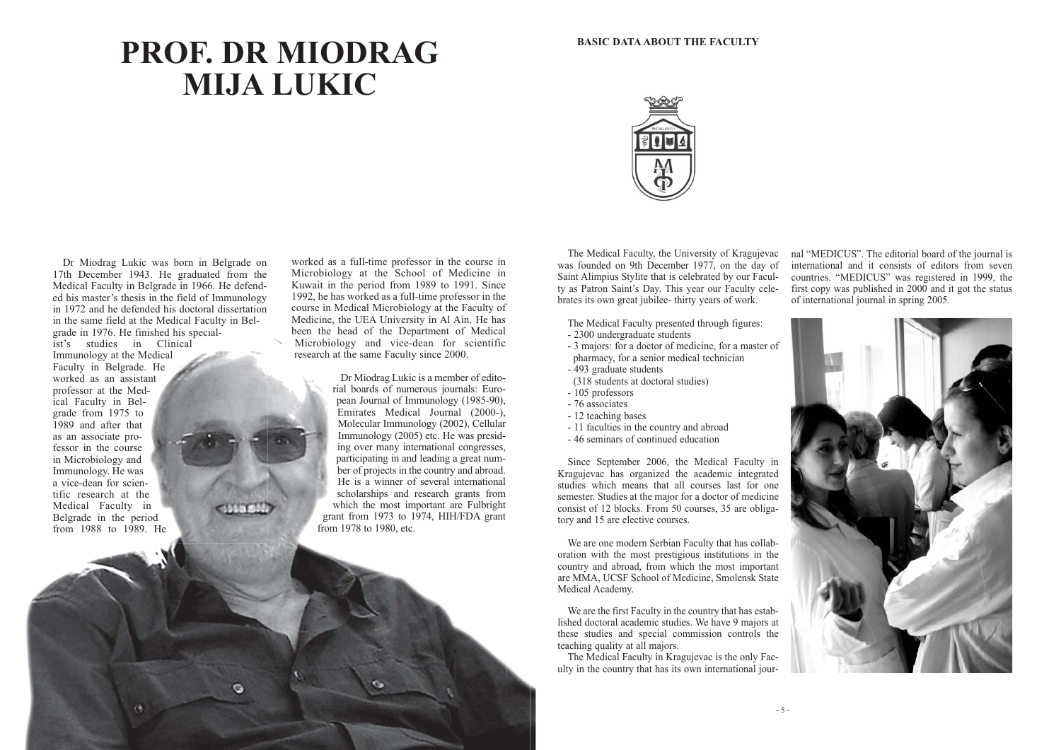# PROF. DR MIODRAG MIJA LUKIC

Dr Miodrag Lukic was born in Belgrade on 17th December 1943. He graduated from the Medical Faculty in Belgrade in 1966. He defended his master's thesis in the field of Immunology in 1972 and he defended his doctoral dissertation in the same field at the Medical Faculty in Belgrade in 1976. He finished his specialist's studies in Clinical Immunology at the Medical Faculty in Belgrade. He worked as an assistant professor at the Medical Faculty in Belgrade from 1975 to 1989 and after that as an associate professor in the course in Microbiology and Immunology. He was a vice-dean for scientific research at the Medical Faculty in Belgrade in the period from 1988 to 1989. He worked as a full-time professor in the course in Microbiology at the School of Medicine in Kuwait in the period from 1989 to 1991. Since 1992, he has worked as a full-time professor in the course in Medical Microbiology at the Faculty of Medicine, the UEA University in Al Ain. He has been the head of the Department of Medical Microbiology and vice-dean for scientific research at the same Faculty since 2000.

Dr Miodrag Lukic is a member of editorial boards of numerous journals: European Journal of Immunology (1985-90), Emirates Medical Journal (2000-), Molecular Immunology (2002), Cellular Immunology (2005) etc. He was presiding over many international congresses, participating in and leading a great number of projects in the country and abroad. He is a winner of several international scholarships and research grants from which the most important are Fulbright grant from 1973 to 1974, HIH/FDA grant from 1978 to 1980, etc.

## BASIC DATA ABOUT THE FACULTY

The Medical Faculty, the University of Kragujevac was founded on 9th December 1977, on the day of Saint Alimpius Stylite that is celebrated by our Faculty as Patron Saint's Day. This year our Faculty celebrates its own great jubilee- thirty years of work.

The Medical Faculty presented through figures:

- 2300 undergraduate students
- 3 majors: for a doctor of medicine, for a master of pharmacy, for a senior medical technician
- 493 graduate students (318 students at doctoral studies)
- 105 professors
- 76 associates
- 12 teaching bases
- 11 faculties in the country and abroad
- 46 seminars of continued education

Since September 2006, the Medical Faculty in Kragujevac has organized the academic integrated studies which means that all courses last for one semester. Studies at the major for a doctor of medicine consist of 12 blocks. From 50 courses, 35 are obligatory and 15 are elective courses.

We are one modern Serbian Faculty that has collaboration with the most prestigious institutions in the country and abroad, from which the most important are MMA, UCSF School of Medicine, Smolensk State Medical Academy.

We are the first Faculty in the country that has established doctoral academic studies. We have 9 majors at these studies and special commission controls the teaching quality at all majors.

The Medical Faculty in Kragujevac is the only Faculty in the country that has its own international journal "MEDICUS". The editorial board of the journal is international and it consists of editors from seven countries. "MEDICUS" was registered in 1999, the first copy was published in 2000 and it got the status of international journal in spring 2005.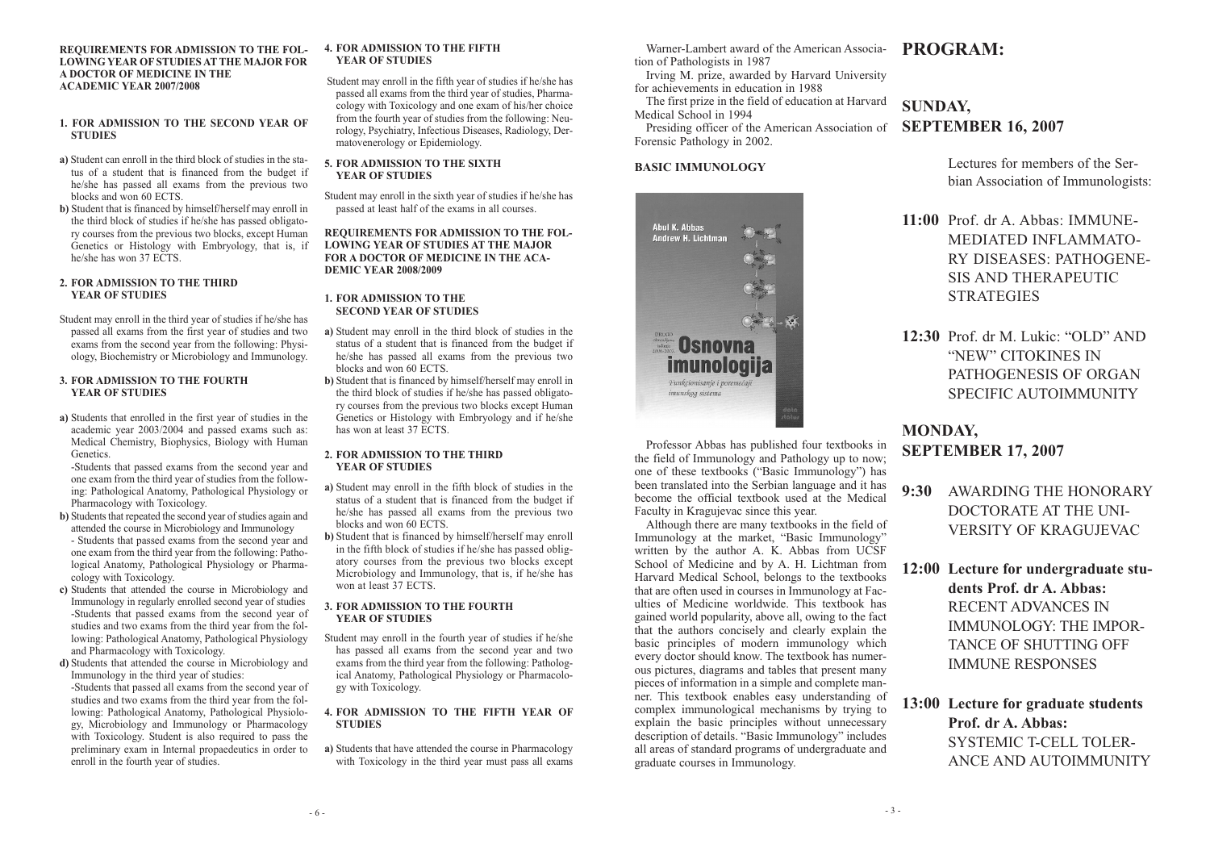**REQUIREMENTS FOR ADMISSION TO THE FOLLOWING YEAR OF STUDIES AT THE MAJOR FOR A DOCTOR OF MEDICINE IN THE ACADEMIC YEAR 2007/2008**

**1. FOR ADMISSION TO THE SECOND YEAR OF STUDIES**

**a)** Student can enroll in the third block of studies in the status of a student that is financed from the budget if he/she has passed all exams from the previous two blocks and won 60 ECTS.

**b)** Student that is financed by himself/herself may enroll in the third block of studies if he/she has passed obligatory courses from the previous two blocks, except Human Genetics or Histology with Embryology, that is, if he/she has won 37 ECTS.

**2. FOR ADMISSION TO THE THIRD YEAR OF STUDIES**

Student may enroll in the third year of studies if he/she has passed all exams from the first year of studies and two exams from the second year from the following: Physiology, Biochemistry or Microbiology and Immunology.

**3. FOR ADMISSION TO THE FOURTH YEAR OF STUDIES**

**a)** Students that enrolled in the first year of studies in the academic year 2003/2004 and passed exams such as: Medical Chemistry, Biophysics, Biology with Human Genetics.

-Students that passed exams from the second year and one exam from the third year of studies from the following: Pathological Anatomy, Pathological Physiology or Pharmacology with Toxicology.

**b)** Students that repeated the second year of studies again and attended the course in Microbiology and Immunology

- Students that passed exams from the second year and one exam from the third year from the following: Pathological Anatomy, Pathological Physiology or Pharmacology with Toxicology.

**c)** Students that attended the course in Microbiology and Immunology in regularly enrolled second year of studies

-Students that passed exams from the second year of studies and two exams from the third year from the following: Pathological Anatomy, Pathological Physiology and Pharmacology with Toxicology.

**d)** Students that attended the course in Microbiology and Immunology in the third year of studies:

-Students that passed all exams from the second year of studies and two exams from the third year from the following: Pathological Anatomy, Pathological Physiology, Microbiology and Immunology or Pharmacology with Toxicology. Student is also required to pass the preliminary exam in Internal propaedeutics in order to enroll in the fourth year of studies.

**4. FOR ADMISSION TO THE FIFTH YEAR OF STUDIES**

Student may enroll in the fifth year of studies if he/she has passed all exams from the third year of studies, Pharmacology with Toxicology and one exam of his/her choice from the fourth year of studies from the following: Neurology, Psychiatry, Infectious Diseases, Radiology, Dermatovenerology or Epidemiology.

**5. FOR ADMISSION TO THE SIXTH YEAR OF STUDIES**

Student may enroll in the sixth year of studies if he/she has passed at least half of the exams in all courses.

**REQUIREMENTS FOR ADMISSION TO THE FOLLOWING YEAR OF STUDIES AT THE MAJOR FOR A DOCTOR OF MEDICINE IN THE ACADEMIC YEAR 2008/2009**

**1. FOR ADMISSION TO THE SECOND YEAR OF STUDIES**

**a)** Student may enroll in the third block of studies in the status of a student that is financed from the budget if he/she has passed all exams from the previous two blocks and won 60 ECTS.

**b)** Student that is financed by himself/herself may enroll in the third block of studies if he/she has passed obligatory courses from the previous two blocks except Human Genetics or Histology with Embryology and if he/she has won at least 37 ECTS.

**2. FOR ADMISSION TO THE THIRD YEAR OF STUDIES**

**a)** Student may enroll in the fifth block of studies in the status of a student that is financed from the budget if he/she has passed all exams from the previous two blocks and won 60 ECTS.

**b)** Student that is financed by himself/herself may enroll in the fifth block of studies if he/she has passed obligatory courses from the previous two blocks except Microbiology and Immunology, that is, if he/she has won at least 37 ECTS.

**3. FOR ADMISSION TO THE FOURTH YEAR OF STUDIES**

Student may enroll in the fourth year of studies if he/she has passed all exams from the second year and two exams from the third year from the following: Pathological Anatomy, Pathological Physiology or Pharmacology with Toxicology.

**4. FOR ADMISSION TO THE FIFTH YEAR OF STUDIES**

**a)** Students that have attended the course in Pharmacology with Toxicology in the third year must pass all exams

Warner-Lambert award of the American Association of Pathologists in 1987

Irving M. prize, awarded by Harvard University for achievements in education in 1988

The first prize in the field of education at Harvard Medical School in 1994

Presiding officer of the American Association of Forensic Pathology in 2002.

**BASIC IMMUNOLOGY**

Professor Abbas has published four textbooks in the field of Immunology and Pathology up to now; one of these textbooks ("Basic Immunology") has been translated into the Serbian language and it has become the official textbook used at the Medical Faculty in Kragujevac since this year.

Although there are many textbooks in the field of Immunology at the market, "Basic Immunology" written by the author A. K. Abbas from UCSF School of Medicine and by A. H. Lichtman from Harvard Medical School, belongs to the textbooks that are often used in courses in Immunology at Faculties of Medicine worldwide. This textbook has gained world popularity, above all, owing to the fact that the authors concisely and clearly explain the basic principles of modern immunology which every doctor should know. The textbook has numerous pictures, diagrams and tables that present many pieces of information in a simple and complete manner. This textbook enables easy understanding of complex immunological mechanisms by trying to explain the basic principles without unnecessary description of details. "Basic Immunology" includes all areas of standard programs of undergraduate and graduate courses in Immunology.

# PROGRAM:

## SUNDAY, SEPTEMBER 16, 2007

Lectures for members of the Serbian Association of Immunologists:

**11:00** Prof. dr A. Abbas: IMMUNE-MEDIATED INFLAMMATORY DISEASES: PATHOGENESIS AND THERAPEUTIC STRATEGIES

**12:30** Prof. dr M. Lukic: "OLD" AND "NEW" CITOKINES IN PATHOGENESIS OF ORGAN SPECIFIC AUTOIMMUNITY

## MONDAY, SEPTEMBER 17, 2007

**9:30** AWARDING THE HONORARY DOCTORATE AT THE UNIVERSITY OF KRAGUJEVAC

**12:00 Lecture for undergraduate students Prof. dr A. Abbas:** RECENT ADVANCES IN IMMUNOLOGY: THE IMPORTANCE OF SHUTTING OFF IMMUNE RESPONSES

**13:00 Lecture for graduate students Prof. dr A. Abbas:** SYSTEMIC T-CELL TOLERANCE AND AUTOIMMUNITY